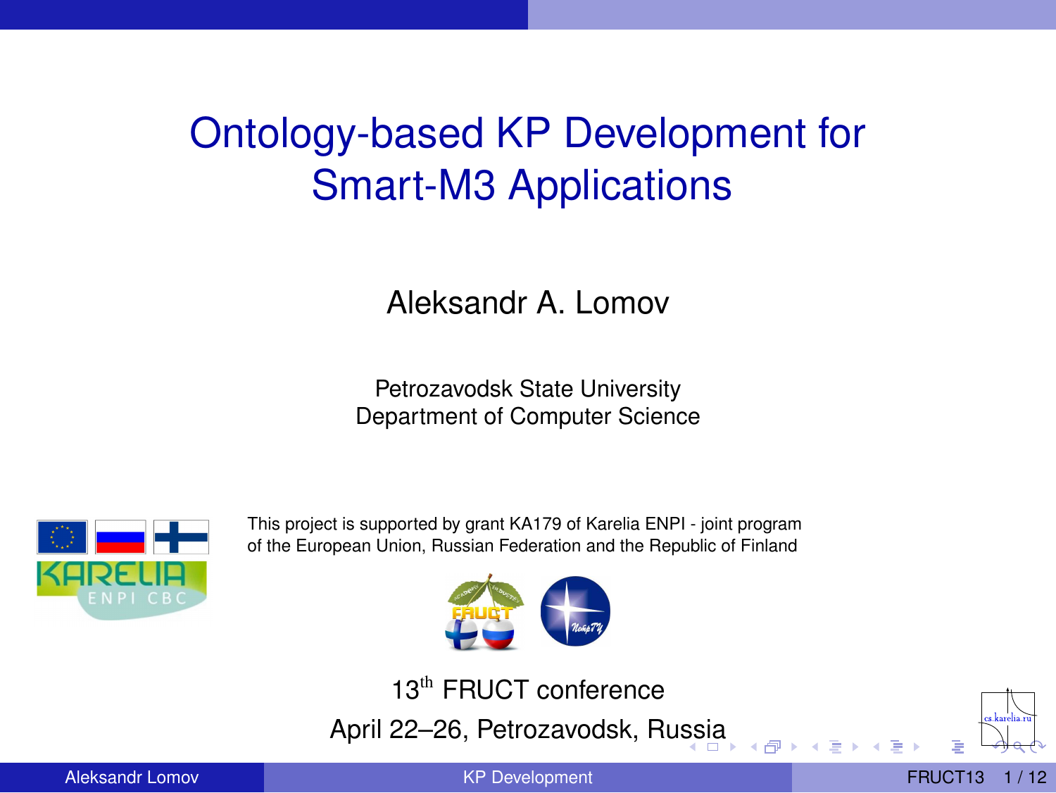# Ontology-based KP Development for Smart-M3 Applications

Aleksandr A. Lomov

Petrozavodsk State University
Department of Computer Science

This project is supported by grant KA179 of Karelia ENPI - joint program of the European Union, Russian Federation and the Republic of Finland

13th FRUCT conference

April 22–26, Petrozavodsk, Russia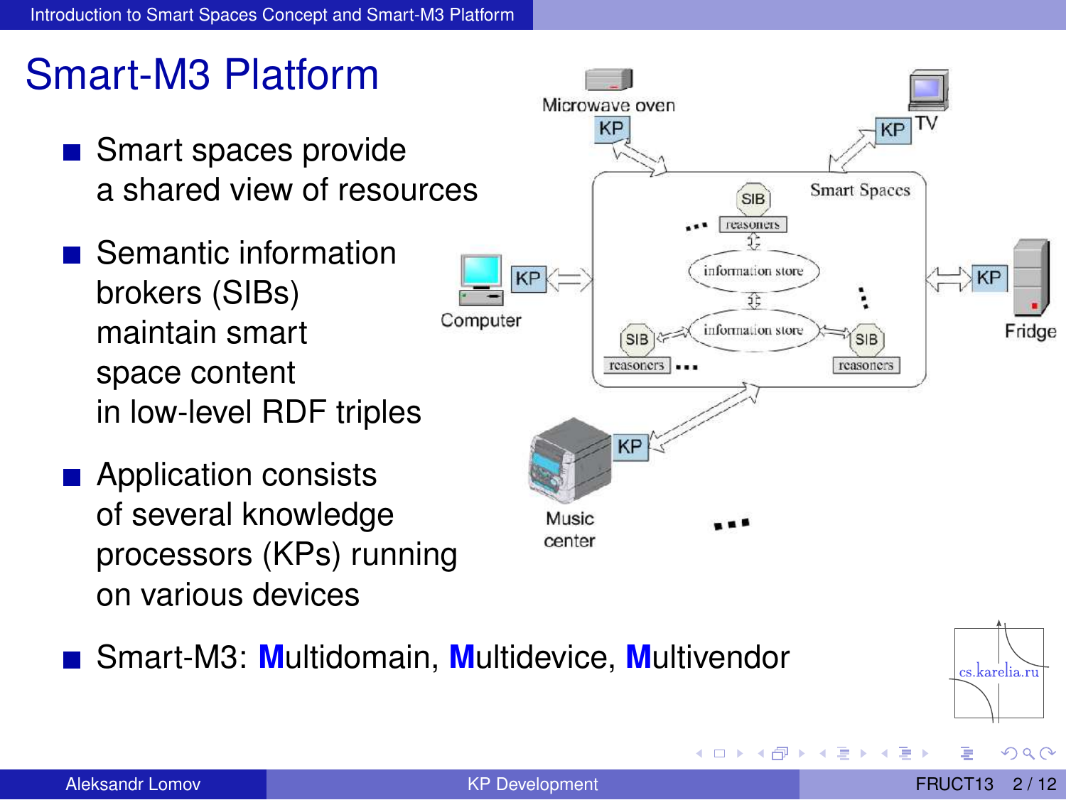# Smart-M3 Platform

- Smart spaces provide a shared view of resources
- Semantic information brokers (SIBs) maintain smart space content in low-level RDF triples
- Application consists of several knowledge processors (KPs) running on various devices
- Smart-M3: **M**ultidomain, **M**ultidevice, **M**ultivendor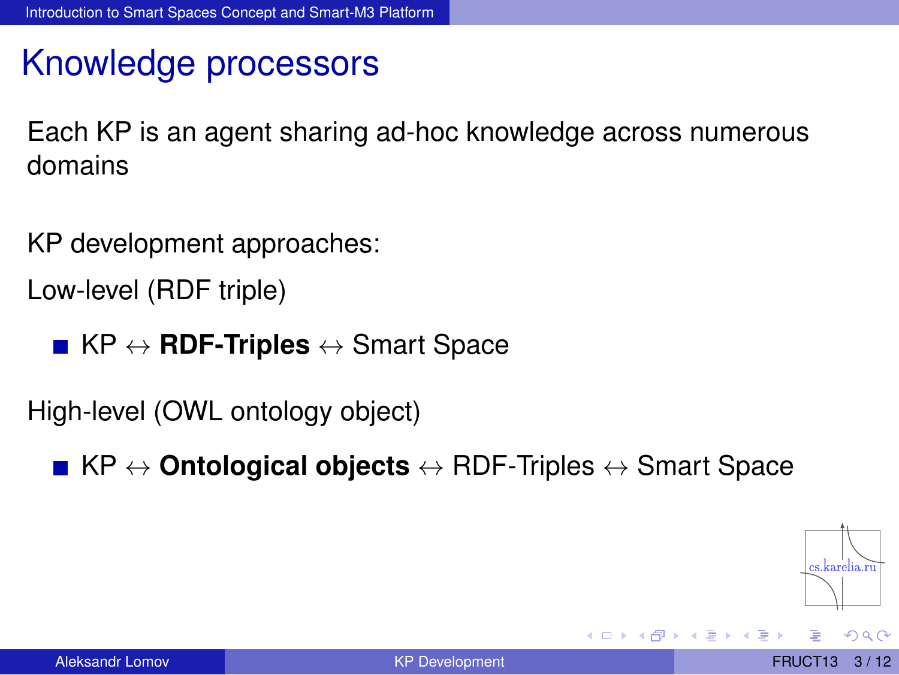# Knowledge processors

Each KP is an agent sharing ad-hoc knowledge across numerous domains

KP development approaches:

Low-level (RDF triple)

- KP $\leftrightarrow$ **RDF-Triples** $\leftrightarrow$ Smart Space

High-level (OWL ontology object)

- KP $\leftrightarrow$ **Ontological objects** $\leftrightarrow$ RDF-Triples $\leftrightarrow$ Smart Space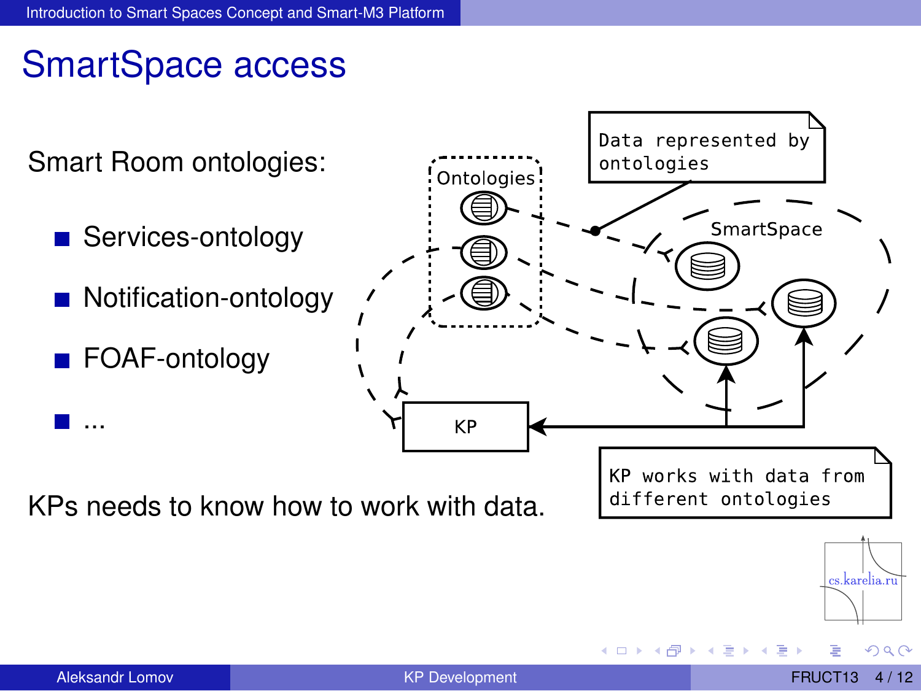# SmartSpace access

Smart Room ontologies:

- Services-ontology
- Notification-ontology
- FOAF-ontology
- ...

KPs needs to know how to work with data.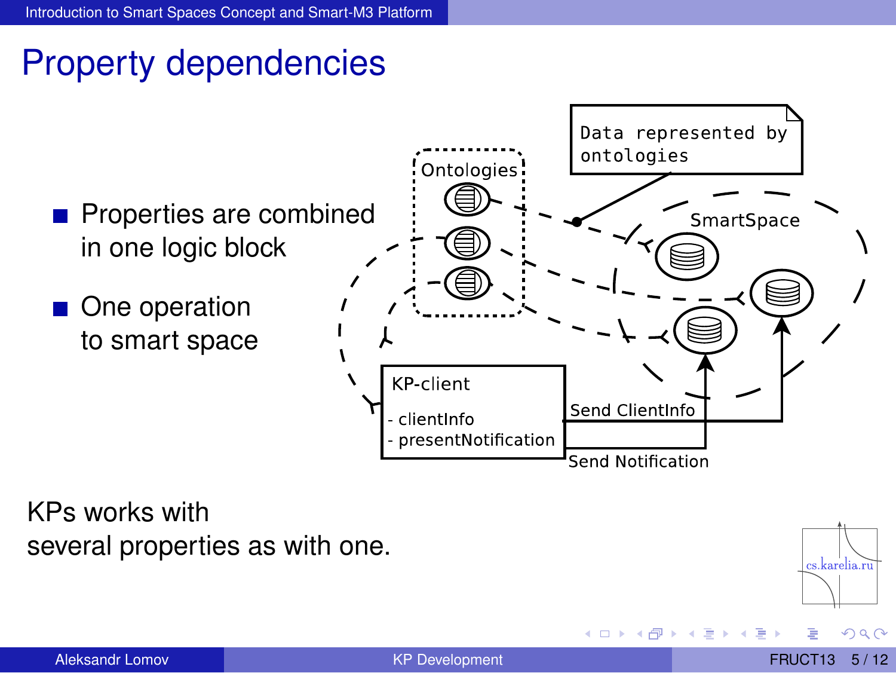# Property dependencies

- Properties are combined in one logic block
- One operation to smart space

Ontologies

Data represented by ontologies

SmartSpace

KP-client

- clientInfo
- presentNotification

Send ClientInfo

Send Notification

KPs works with several properties as with one.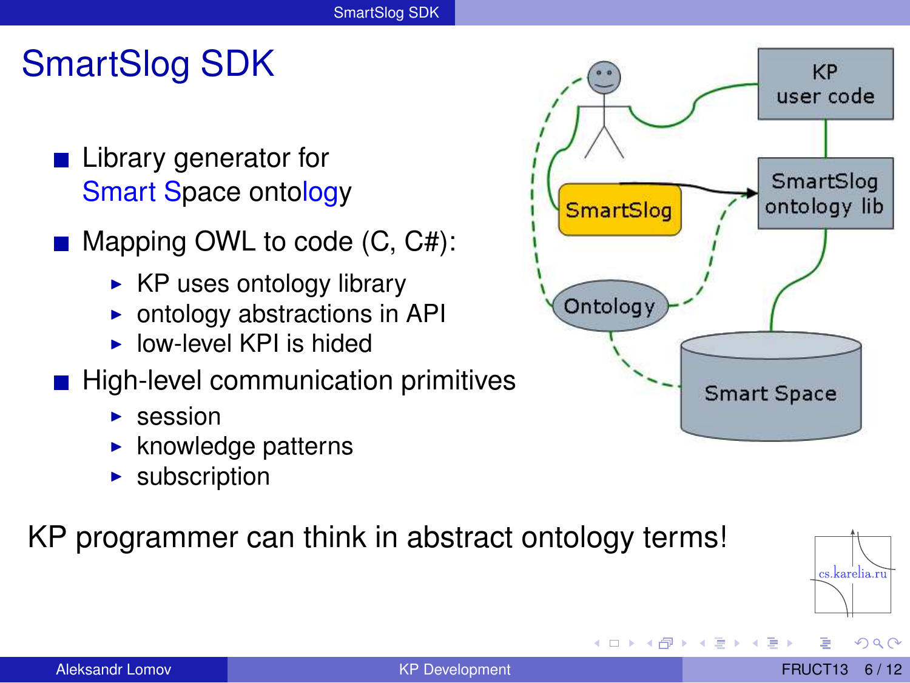# SmartSlog SDK

- Library generator for Smart Space ontology
- Mapping OWL to code (C, C#):
  - KP uses ontology library
  - ontology abstractions in API
  - low-level KPI is hided
- High-level communication primitives
  - session
  - knowledge patterns
  - subscription

KP programmer can think in abstract ontology terms!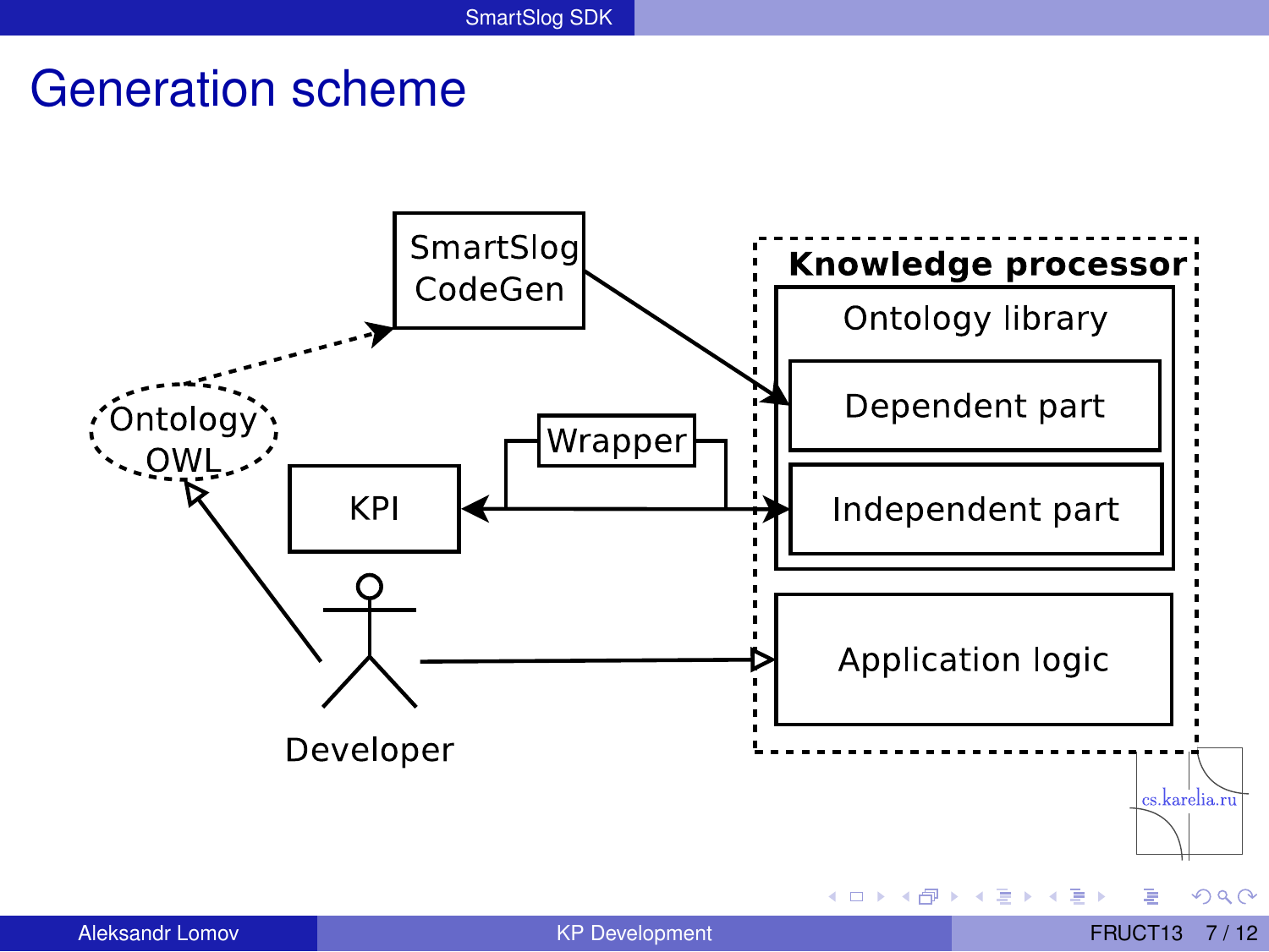# Generation scheme

SmartSlog CodeGen

Knowledge processor

Ontology library

Dependent part

Independent part

Application logic

Ontology OWL

Wrapper

KPI

Developer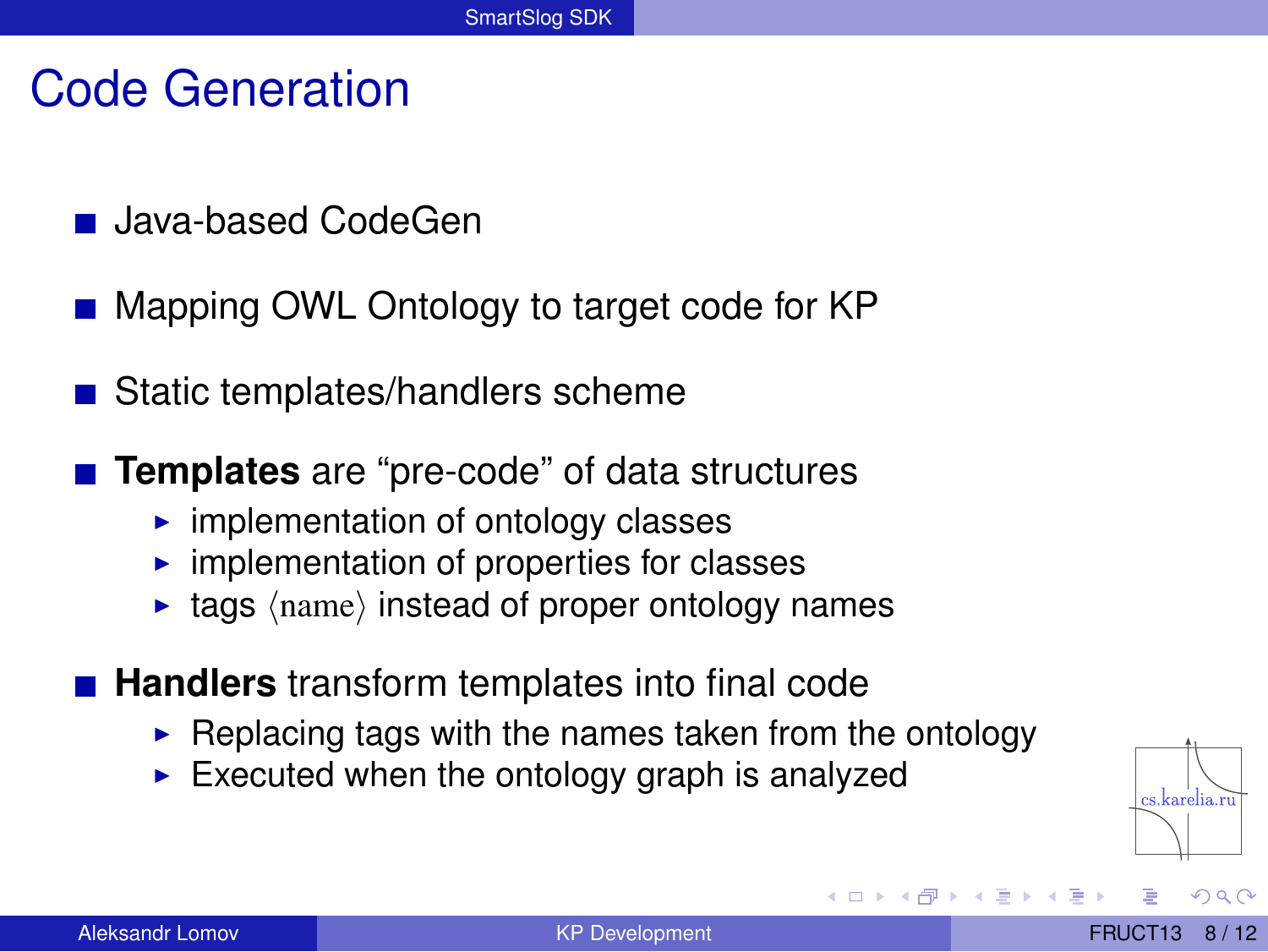# Code Generation

- Java-based CodeGen
- Mapping OWL Ontology to target code for KP
- Static templates/handlers scheme
- **Templates** are “pre-code” of data structures
  - implementation of ontology classes
  - implementation of properties for classes
  - tags $\langle \text{name} \rangle$ instead of proper ontology names
- **Handlers** transform templates into final code
  - Replacing tags with the names taken from the ontology
  - Executed when the ontology graph is analyzed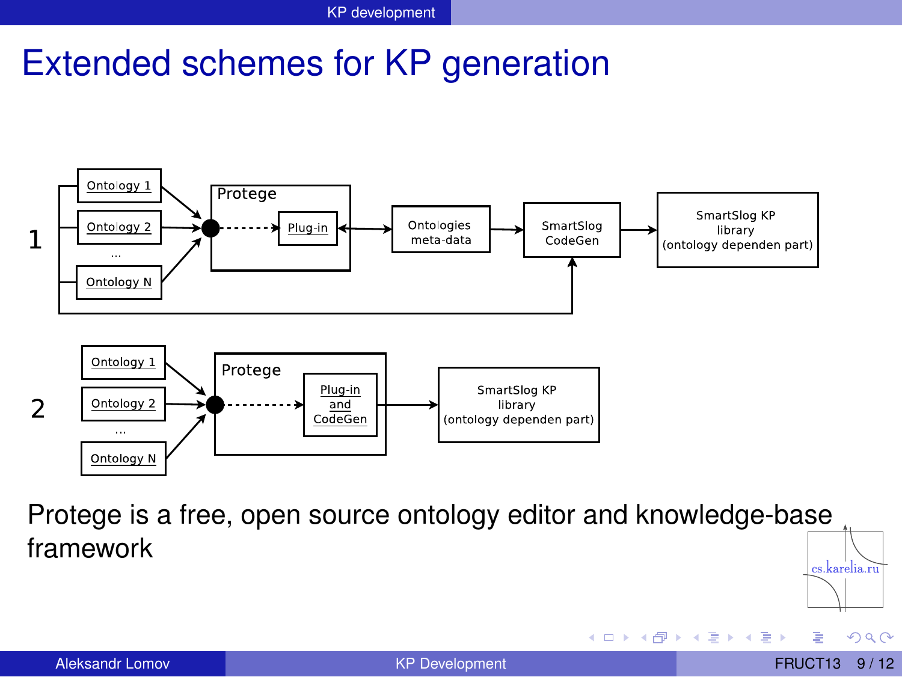# Extended schemes for KP generation

1

Ontology 1
Ontology 2
...
Ontology N

Protege
Plug-in

Ontologies meta-data

SmartSlog CodeGen

SmartSlog KP library (ontology dependen part)

2

Ontology 1
Ontology 2
...
Ontology N

Protege
Plug-in and CodeGen

SmartSlog KP library (ontology dependen part)

Protege is a free, open source ontology editor and knowledge-base framework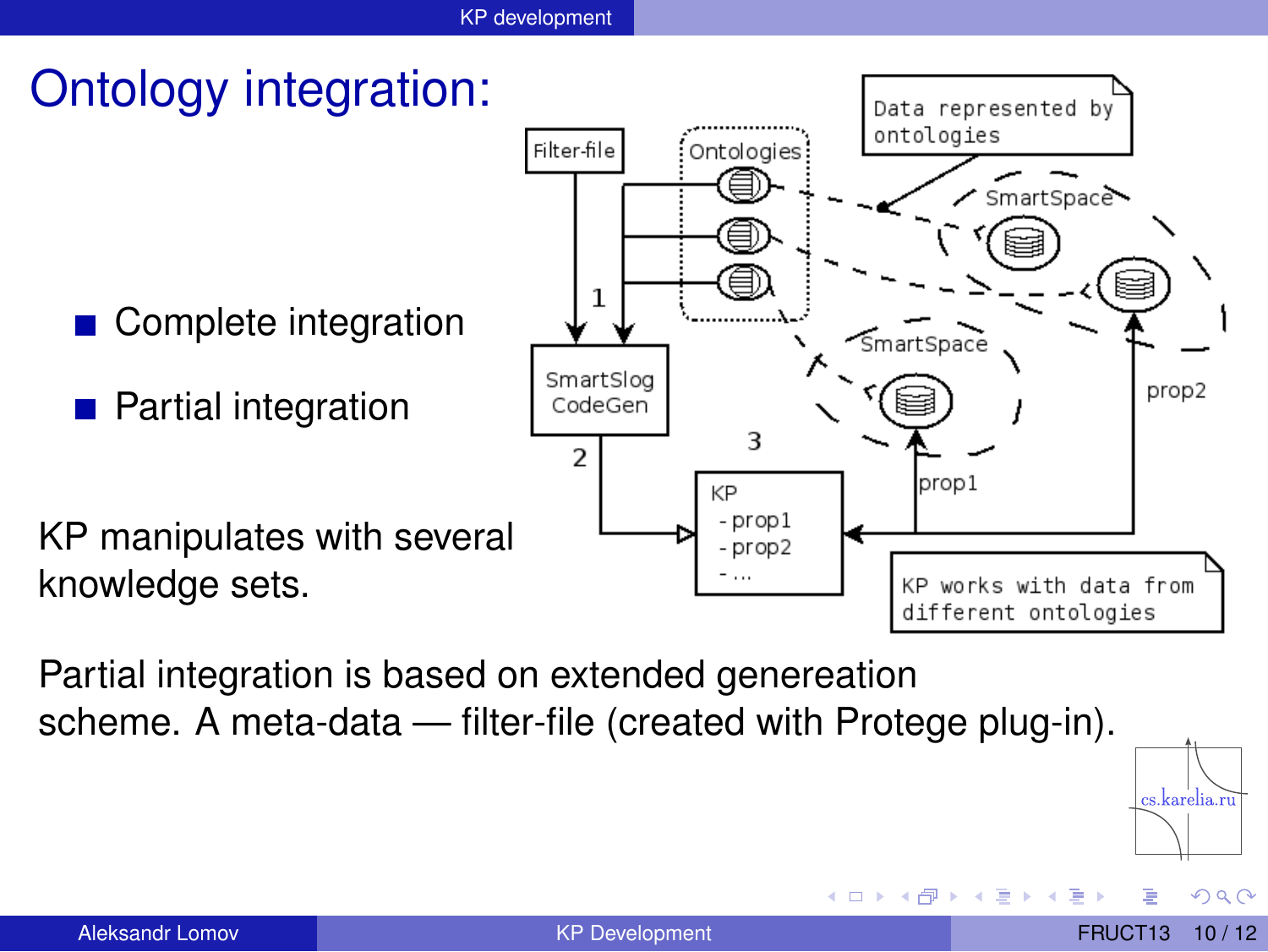# Ontology integration:

- Complete integration
- Partial integration

KP manipulates with several knowledge sets.

Partial integration is based on extended genereation scheme. A meta-data — filter-file (created with Protege plug-in).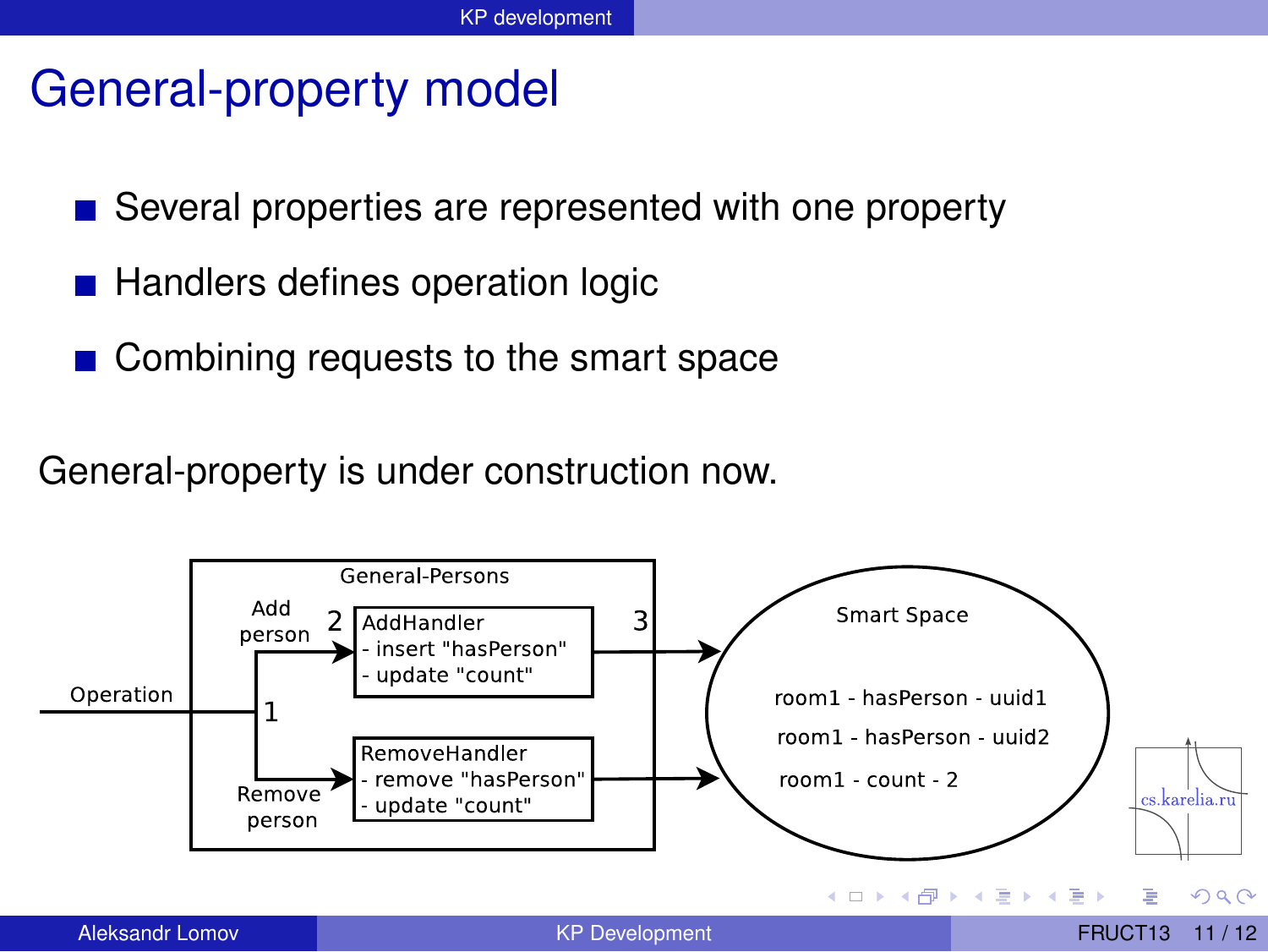# General-property model

- Several properties are represented with one property
- Handlers defines operation logic
- Combining requests to the smart space

General-property is under construction now.

General-Persons

Operation

1

Add person

2

AddHandler
- insert "hasPerson"
- update "count"

3

Remove person

RemoveHandler
- remove "hasPerson"
- update "count"

Smart Space

room1 - hasPerson - uuid1

room1 - hasPerson - uuid2

room1 - count - 2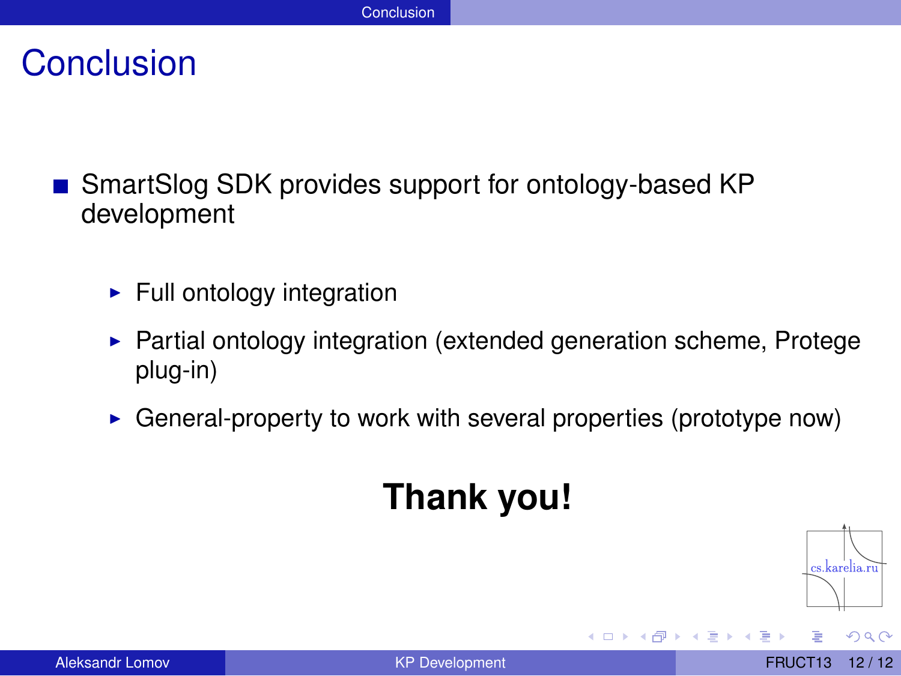# Conclusion

- SmartSlog SDK provides support for ontology-based KP development
  - Full ontology integration
  - Partial ontology integration (extended generation scheme, Protege plug-in)
  - General-property to work with several properties (prototype now)

**Thank you!**